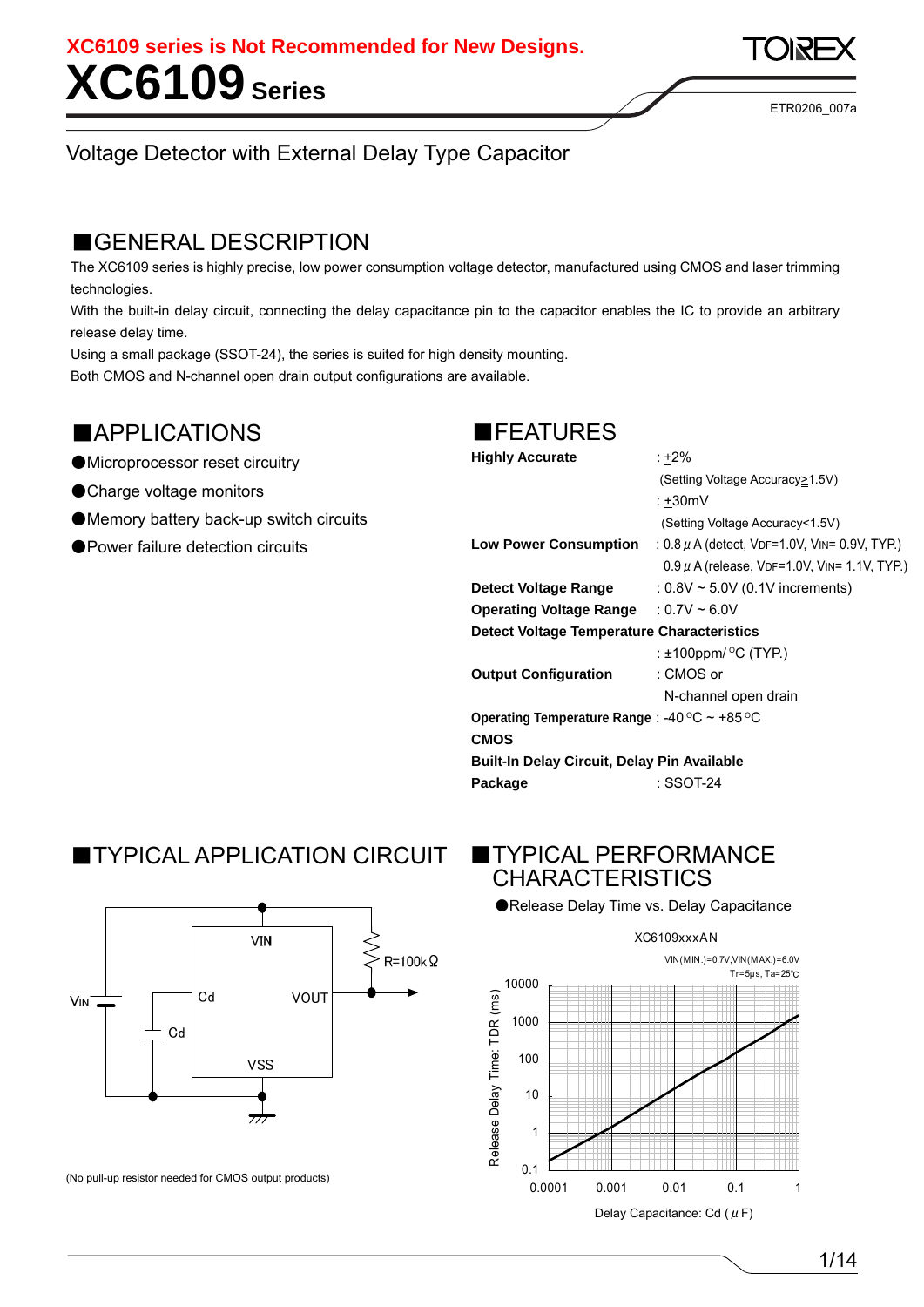XC6109 series is Not Recommended for New Designs.

# XC6109 Series

ETR0206_007a

Voltage Detector with External Delay Type Capacitor

## ■GENERAL DESCRIPTION

The XC6109 series is highly precise, low power consumption voltage detector, manufactured using CMOS and laser trimming technologies.

With the built-in delay circuit, connecting the delay capacitance pin to the capacitor enables the IC to provide an arbitrary release delay time.

Using a small package (SSOT-24), the series is suited for high density mounting.

Both CMOS and N-channel open drain output configurations are available.

## ■APPLICATIONS

- ●Microprocessor reset circuitry
- ●Charge voltage monitors
- ●Memory battery back-up switch circuits
- ●Power failure detection circuits

## ■FEATURES

**Highly Accurate** : ±2% (Setting Voltage Accuracy≥1.5V)
: ±30mV (Setting Voltage Accuracy<1.5V)

**Low Power Consumption** : 0.8 μA (detect, $V_{DF}$=1.0V, $V_{IN}$= 0.9V, TYP.)
0.9 μA (release, $V_{DF}$=1.0V, $V_{IN}$= 1.1V, TYP.)

**Detect Voltage Range** : 0.8V ~ 5.0V (0.1V increments)

**Operating Voltage Range** : 0.7V ~ 6.0V

**Detect Voltage Temperature Characteristics**
: ±100ppm/ °C (TYP.)

**Output Configuration** : CMOS or N-channel open drain

**Operating Temperature Range** : -40 °C ~ +85 °C

**CMOS**

**Built-In Delay Circuit, Delay Pin Available**

**Package** : SSOT-24

## ■TYPICAL APPLICATION CIRCUIT

(No pull-up resistor needed for CMOS output products)

## ■TYPICAL PERFORMANCE CHARACTERISTICS

●Release Delay Time vs. Delay Capacitance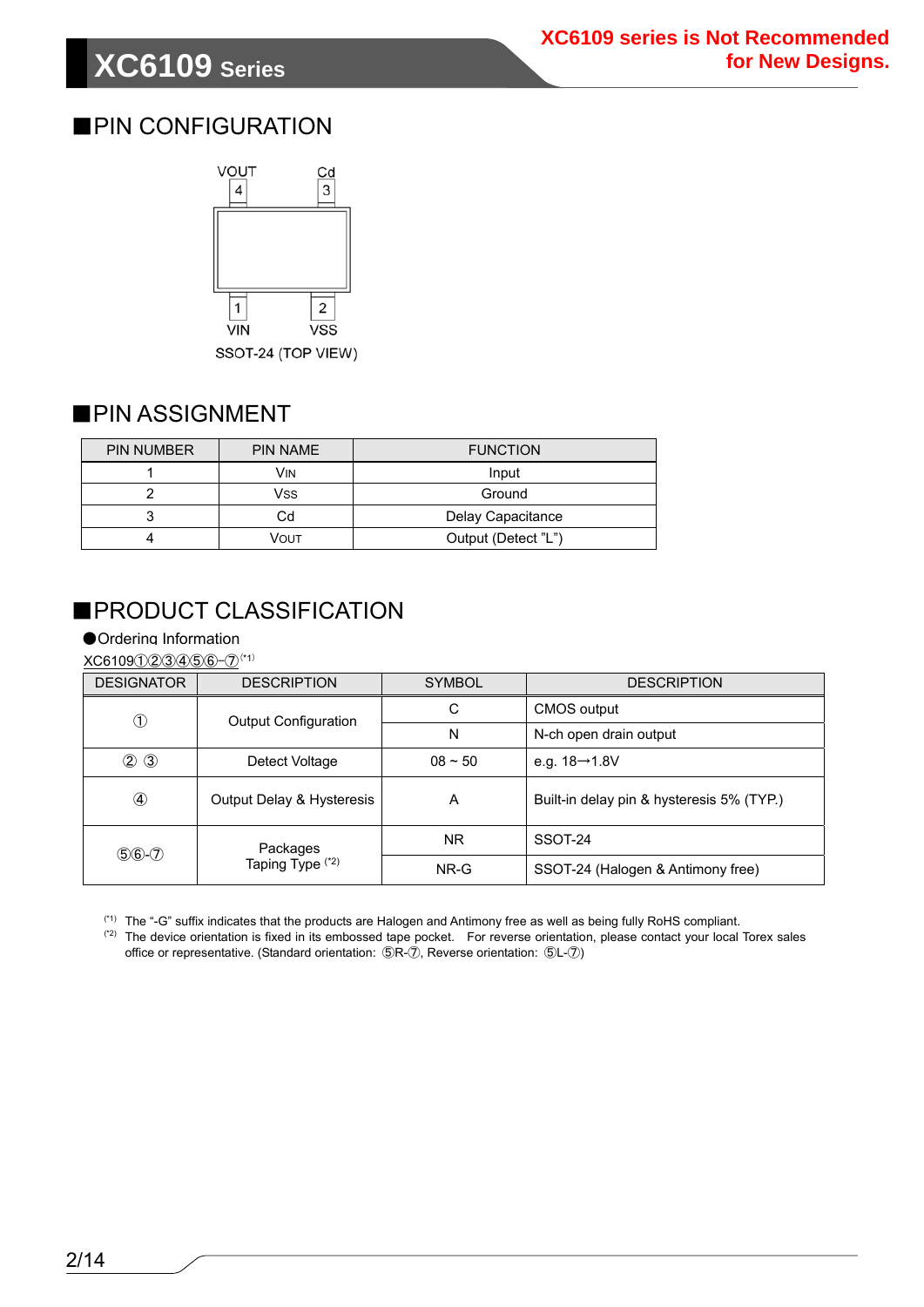## ■PIN CONFIGURATION

VOUT 4, Cd 3, 1 VIN, 2 VSS

SSOT-24 (TOP VIEW)

## ■PIN ASSIGNMENT

| PIN NUMBER | PIN NAME | FUNCTION |
|---|---|---|
| 1 | VIN | Input |
| 2 | VSS | Ground |
| 3 | Cd | Delay Capacitance |
| 4 | VOUT | Output (Detect "L") |

## ■PRODUCT CLASSIFICATION

●Ordering Information

XC6109①②③④⑤⑥-⑦ (*1)

| DESIGNATOR | DESCRIPTION | SYMBOL | DESCRIPTION |
|---|---|---|---|
| ① | Output Configuration | C | CMOS output |
| | | N | N-ch open drain output |
| ② ③ | Detect Voltage | 08 ~ 50 | e.g. 18→1.8V |
| ④ | Output Delay & Hysteresis | A | Built-in delay pin & hysteresis 5% (TYP.) |
| ⑤⑥-⑦ | Packages Taping Type (*2) | NR | SSOT-24 |
| | | NR-G | SSOT-24 (Halogen & Antimony free) |

(*1) The "-G" suffix indicates that the products are Halogen and Antimony free as well as being fully RoHS compliant.

(*2) The device orientation is fixed in its embossed tape pocket. For reverse orientation, please contact your local Torex sales office or representative. (Standard orientation: ⑤R-⑦, Reverse orientation: ⑤L-⑦)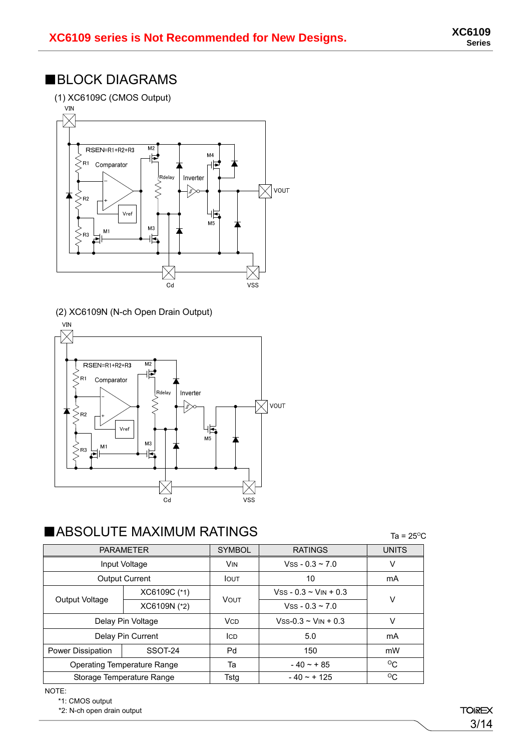XC6109 series is Not Recommended for New Designs.

## ■BLOCK DIAGRAMS

(1) XC6109C (CMOS Output)

(2) XC6109N (N-ch Open Drain Output)

## ■ABSOLUTE MAXIMUM RATINGS

Ta = 25°C

| PARAMETER | | SYMBOL | RATINGS | UNITS |
|---|---|---|---|---|
| Input Voltage | | VIN | VSS - 0.3 ~ 7.0 | V |
| Output Current | | IOUT | 10 | mA |
| Output Voltage | XC6109C (*1) | VOUT | VSS - 0.3 ~ VIN + 0.3 | V |
| | XC6109N (*2) | | VSS - 0.3 ~ 7.0 | |
| Delay Pin Voltage | | VCD | VSS-0.3 ~ VIN + 0.3 | V |
| Delay Pin Current | | ICD | 5.0 | mA |
| Power Dissipation | SSOT-24 | Pd | 150 | mW |
| Operating Temperature Range | | Ta | - 40 ~ + 85 | °C |
| Storage Temperature Range | | Tstg | - 40 ~ + 125 | °C |

NOTE:

*1: CMOS output

*2: N-ch open drain output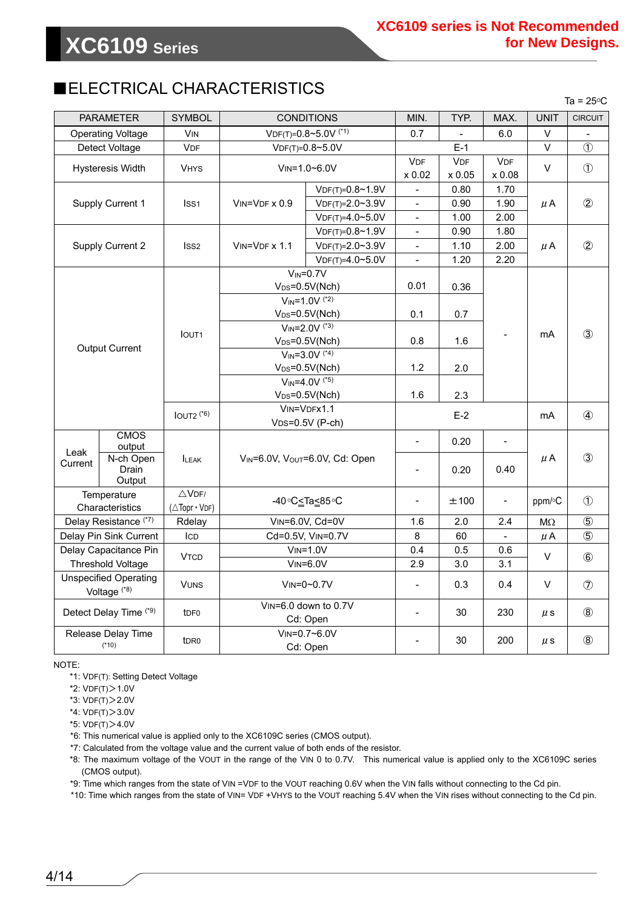## ■ELECTRICAL CHARACTERISTICS

Ta = 25°C

| PARAMETER | | SYMBOL | CONDITIONS | | MIN. | TYP. | MAX. | UNIT | CIRCUIT |
|---|---|---|---|---|---|---|---|---|---|
| Operating Voltage | | VIN | VDF(T)=0.8~5.0V (*1) | | 0.7 | - | 6.0 | V | - |
| Detect Voltage | | VDF | VDF(T)=0.8~5.0V | | E-1 | | | V | ① |
| Hysteresis Width | | VHYS | VIN=1.0~6.0V | | VDF x 0.02 | VDF x 0.05 | VDF x 0.08 | V | ① |
| Supply Current 1 | | ISS1 | VIN=VDF x 0.9 | VDF(T)=0.8~1.9V | - | 0.80 | 1.70 | μA | ② |
| | | | | VDF(T)=2.0~3.9V | - | 0.90 | 1.90 | | |
| | | | | VDF(T)=4.0~5.0V | - | 1.00 | 2.00 | | |
| Supply Current 2 | | ISS2 | VIN=VDF x 1.1 | VDF(T)=0.8~1.9V | - | 0.90 | 1.80 | μA | ② |
| | | | | VDF(T)=2.0~3.9V | - | 1.10 | 2.00 | | |
| | | | | VDF(T)=4.0~5.0V | - | 1.20 | 2.20 | | |
| Output Current | | IOUT1 | VIN=0.7V VDS=0.5V(Nch) | | 0.01 | 0.36 | - | mA | ③ |
| | | | VIN=1.0V (*2) VDS=0.5V(Nch) | | 0.1 | 0.7 | | | |
| | | | VIN=2.0V (*3) VDS=0.5V(Nch) | | 0.8 | 1.6 | | | |
| | | | VIN=3.0V (*4) VDS=0.5V(Nch) | | 1.2 | 2.0 | | | |
| | | | VIN=4.0V (*5) VDS=0.5V(Nch) | | 1.6 | 2.3 | | | |
| | | IOUT2 (*6) | VIN=VDFx1.1 VDS=0.5V (P-ch) | | E-2 | | | mA | ④ |
| Leak Current | CMOS output | ILEAK | VIN=6.0V, VOUT=6.0V, Cd: Open | | - | 0.20 | - | μA | ③ |
| | N-ch Open Drain Output | | | | - | 0.20 | 0.40 | | |
| Temperature Characteristics | | △VDF/ (△Topr・VDF) | -40°C≦Ta≦85°C | | - | ±100 | - | ppm/°C | ① |
| Delay Resistance (*7) | | Rdelay | VIN=6.0V, Cd=0V | | 1.6 | 2.0 | 2.4 | MΩ | ⑤ |
| Delay Pin Sink Current | | ICD | Cd=0.5V, VIN=0.7V | | 8 | 60 | - | μA | ⑤ |
| Delay Capacitance Pin Threshold Voltage | | VTCD | VIN=1.0V | | 0.4 | 0.5 | 0.6 | V | ⑥ |
| | | | VIN=6.0V | | 2.9 | 3.0 | 3.1 | | |
| Unspecified Operating Voltage (*8) | | VUNS | VIN=0~0.7V | | - | 0.3 | 0.4 | V | ⑦ |
| Detect Delay Time (*9) | | tDF0 | VIN=6.0 down to 0.7V Cd: Open | | - | 30 | 230 | μs | ⑧ |
| Release Delay Time (*10) | | tDR0 | VIN=0.7~6.0V Cd: Open | | - | 30 | 200 | μs | ⑧ |

NOTE:
- *1: VDF(T): Setting Detect Voltage
- *2: VDF(T)＞1.0V
- *3: VDF(T)＞2.0V
- *4: VDF(T)＞3.0V
- *5: VDF(T)＞4.0V
- *6: This numerical value is applied only to the XC6109C series (CMOS output).
- *7: Calculated from the voltage value and the current value of both ends of the resistor.
- *8: The maximum voltage of the VOUT in the range of the VIN 0 to 0.7V. This numerical value is applied only to the XC6109C series (CMOS output).
- *9: Time which ranges from the state of VIN =VDF to the VOUT reaching 0.6V when the VIN falls without connecting to the Cd pin.
- *10: Time which ranges from the state of VIN= VDF +VHYS to the VOUT reaching 5.4V when the VIN rises without connecting to the Cd pin.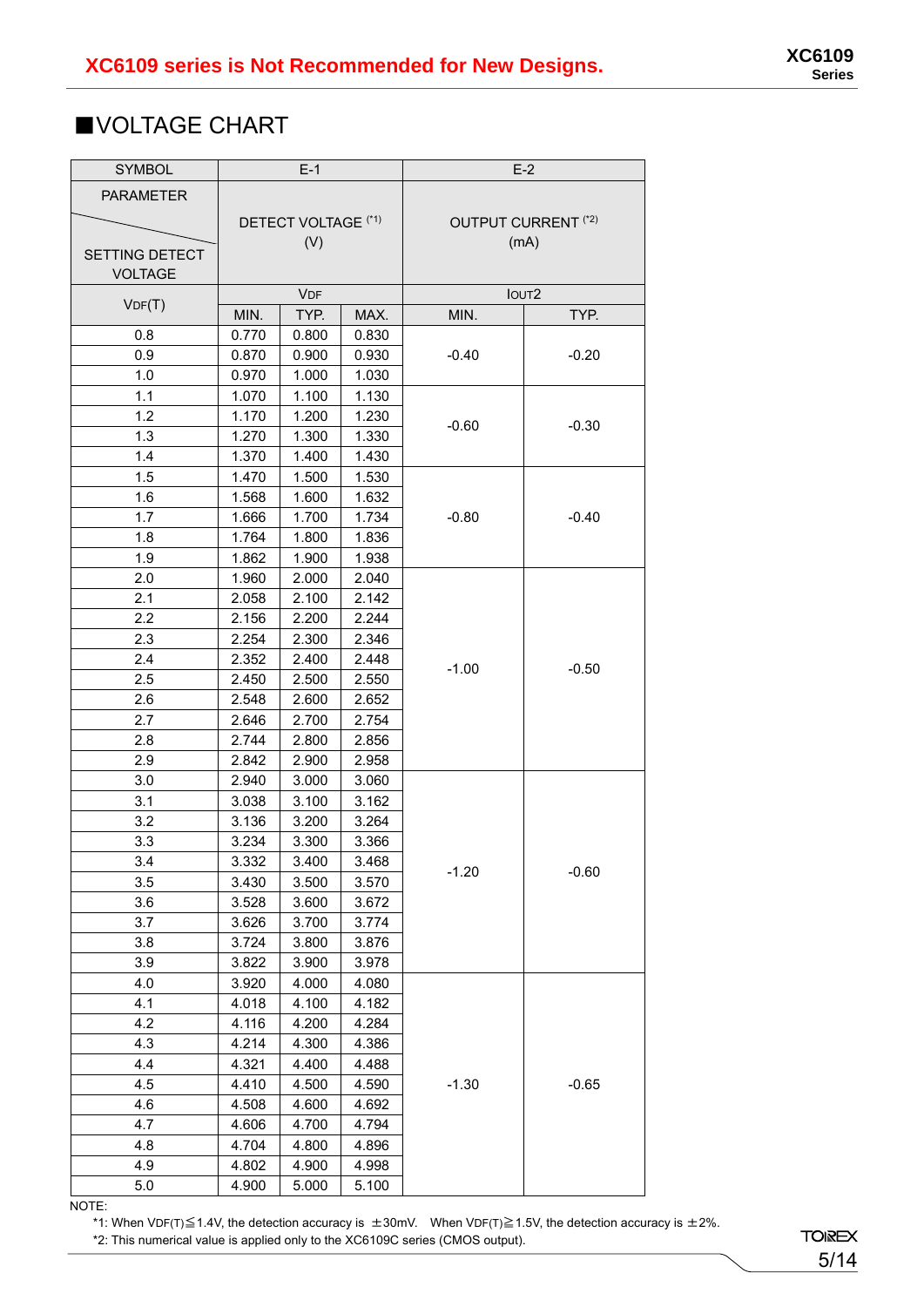## ■VOLTAGE CHART

| SYMBOL | E-1 | | | E-2 | |
|---|---|---|---|---|---|
| PARAMETER / SETTING DETECT VOLTAGE | DETECT VOLTAGE (*1) (V) | | | OUTPUT CURRENT (*2) (mA) | |
| $V_{DF}$(T) | $V_{DF}$ | | | $I_{OUT}2$ | |
| | MIN. | TYP. | MAX. | MIN. | TYP. |
| 0.8 | 0.770 | 0.800 | 0.830 | -0.40 | -0.20 |
| 0.9 | 0.870 | 0.900 | 0.930 | | |
| 1.0 | 0.970 | 1.000 | 1.030 | | |
| 1.1 | 1.070 | 1.100 | 1.130 | -0.60 | -0.30 |
| 1.2 | 1.170 | 1.200 | 1.230 | | |
| 1.3 | 1.270 | 1.300 | 1.330 | | |
| 1.4 | 1.370 | 1.400 | 1.430 | | |
| 1.5 | 1.470 | 1.500 | 1.530 | -0.80 | -0.40 |
| 1.6 | 1.568 | 1.600 | 1.632 | | |
| 1.7 | 1.666 | 1.700 | 1.734 | | |
| 1.8 | 1.764 | 1.800 | 1.836 | | |
| 1.9 | 1.862 | 1.900 | 1.938 | | |
| 2.0 | 1.960 | 2.000 | 2.040 | -1.00 | -0.50 |
| 2.1 | 2.058 | 2.100 | 2.142 | | |
| 2.2 | 2.156 | 2.200 | 2.244 | | |
| 2.3 | 2.254 | 2.300 | 2.346 | | |
| 2.4 | 2.352 | 2.400 | 2.448 | | |
| 2.5 | 2.450 | 2.500 | 2.550 | | |
| 2.6 | 2.548 | 2.600 | 2.652 | | |
| 2.7 | 2.646 | 2.700 | 2.754 | | |
| 2.8 | 2.744 | 2.800 | 2.856 | | |
| 2.9 | 2.842 | 2.900 | 2.958 | | |
| 3.0 | 2.940 | 3.000 | 3.060 | -1.20 | -0.60 |
| 3.1 | 3.038 | 3.100 | 3.162 | | |
| 3.2 | 3.136 | 3.200 | 3.264 | | |
| 3.3 | 3.234 | 3.300 | 3.366 | | |
| 3.4 | 3.332 | 3.400 | 3.468 | | |
| 3.5 | 3.430 | 3.500 | 3.570 | | |
| 3.6 | 3.528 | 3.600 | 3.672 | | |
| 3.7 | 3.626 | 3.700 | 3.774 | | |
| 3.8 | 3.724 | 3.800 | 3.876 | | |
| 3.9 | 3.822 | 3.900 | 3.978 | | |
| 4.0 | 3.920 | 4.000 | 4.080 | -1.30 | -0.65 |
| 4.1 | 4.018 | 4.100 | 4.182 | | |
| 4.2 | 4.116 | 4.200 | 4.284 | | |
| 4.3 | 4.214 | 4.300 | 4.386 | | |
| 4.4 | 4.321 | 4.400 | 4.488 | | |
| 4.5 | 4.410 | 4.500 | 4.590 | | |
| 4.6 | 4.508 | 4.600 | 4.692 | | |
| 4.7 | 4.606 | 4.700 | 4.794 | | |
| 4.8 | 4.704 | 4.800 | 4.896 | | |
| 4.9 | 4.802 | 4.900 | 4.998 | | |
| 5.0 | 4.900 | 5.000 | 5.100 | | |

NOTE:

*1: When $V_{DF}$(T)≦1.4V, the detection accuracy is ±30mV. When $V_{DF}$(T)≧1.5V, the detection accuracy is ±2%.

*2: This numerical value is applied only to the XC6109C series (CMOS output).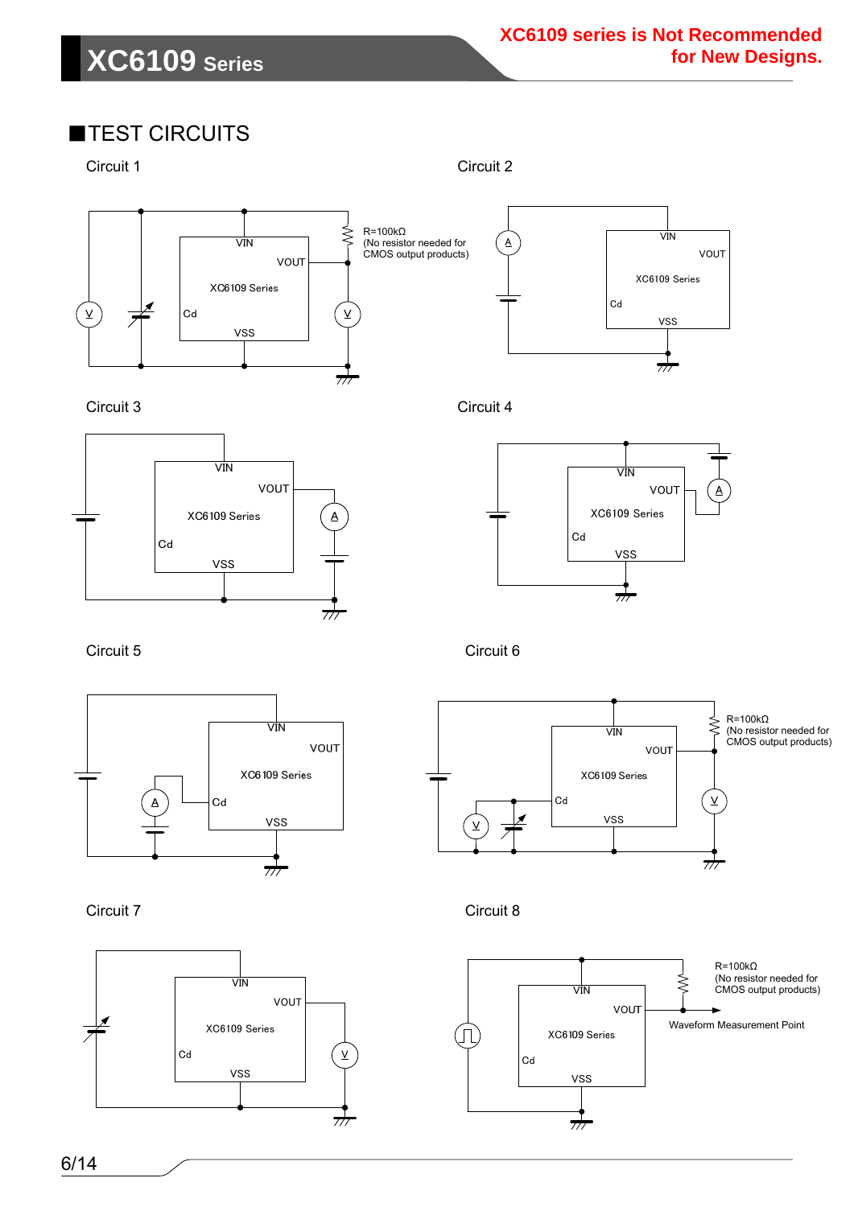XC6109 series is Not Recommended for New Designs.

## ■TEST CIRCUITS

Circuit 1

VIN

VOUT

XC6109 Series

Cd

VSS

R=100kΩ
(No resistor needed for CMOS output products)

Circuit 2

VIN

VOUT

XC6109 Series

Cd

VSS

Circuit 3

VIN

VOUT

XC6109 Series

Cd

VSS

Circuit 4

VIN

VOUT

XC6109 Series

Cd

VSS

Circuit 5

VIN

VOUT

XC6109 Series

Cd

VSS

Circuit 6

VIN

VOUT

XC6109 Series

Cd

VSS

R=100kΩ
(No resistor needed for CMOS output products)

Circuit 7

VIN

VOUT

XC6109 Series

Cd

VSS

Circuit 8

VIN

VOUT

XC6109 Series

Cd

VSS

R=100kΩ
(No resistor needed for CMOS output products)

Waveform Measurement Point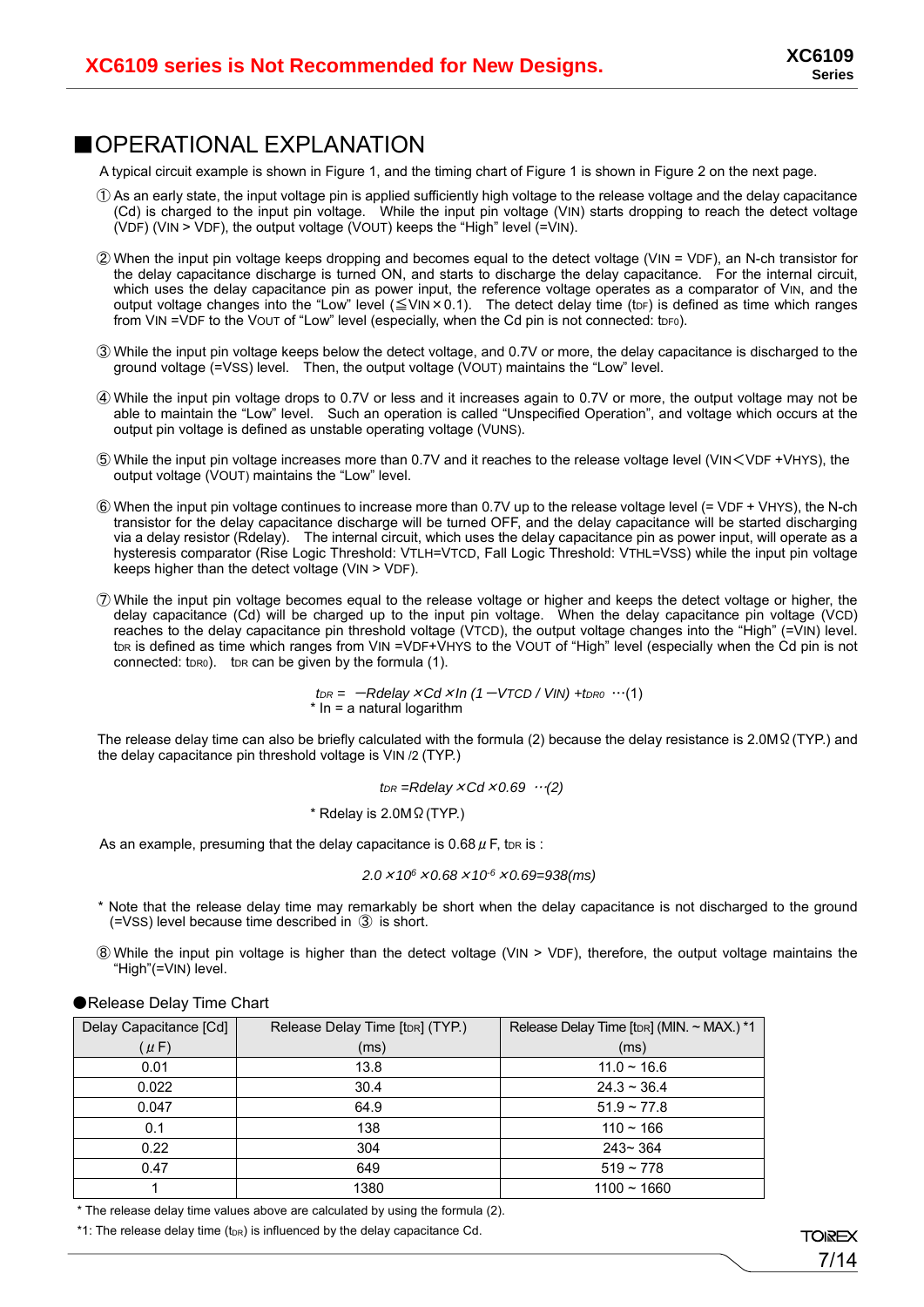XC6109 series is Not Recommended for New Designs.

## ■OPERATIONAL EXPLANATION

A typical circuit example is shown in Figure 1, and the timing chart of Figure 1 is shown in Figure 2 on the next page.

① As an early state, the input voltage pin is applied sufficiently high voltage to the release voltage and the delay capacitance (Cd) is charged to the input pin voltage. While the input pin voltage ($V_{IN}$) starts dropping to reach the detect voltage ($V_{DF}$) ($V_{IN} > V_{DF}$), the output voltage ($V_{OUT}$) keeps the "High" level (=$V_{IN}$).

② When the input pin voltage keeps dropping and becomes equal to the detect voltage ($V_{IN} = V_{DF}$), an N-ch transistor for the delay capacitance discharge is turned ON, and starts to discharge the delay capacitance. For the internal circuit, which uses the delay capacitance pin as power input, the reference voltage operates as a comparator of $V_{IN}$, and the output voltage changes into the "Low" level ($\leqq V_{IN} \times 0.1$). The detect delay time ($t_{DF}$) is defined as time which ranges from $V_{IN} = V_{DF}$ to the $V_{OUT}$ of "Low" level (especially, when the Cd pin is not connected: $t_{DF0}$).

③ While the input pin voltage keeps below the detect voltage, and 0.7V or more, the delay capacitance is discharged to the ground voltage (=$V_{SS}$) level. Then, the output voltage ($V_{OUT}$) maintains the "Low" level.

④ While the input pin voltage drops to 0.7V or less and it increases again to 0.7V or more, the output voltage may not be able to maintain the "Low" level. Such an operation is called "Unspecified Operation", and voltage which occurs at the output pin voltage is defined as unstable operating voltage ($V_{UNS}$).

⑤ While the input pin voltage increases more than 0.7V and it reaches to the release voltage level ($V_{IN} < V_{DF} + V_{HYS}$), the output voltage ($V_{OUT}$) maintains the "Low" level.

⑥ When the input pin voltage continues to increase more than 0.7V up to the release voltage level (= $V_{DF} + V_{HYS}$), the N-ch transistor for the delay capacitance discharge will be turned OFF, and the delay capacitance will be started discharging via a delay resistor (Rdelay). The internal circuit, which uses the delay capacitance pin as power input, will operate as a hysteresis comparator (Rise Logic Threshold: $V_{TLH} = V_{TCD}$, Fall Logic Threshold: $V_{THL} = V_{SS}$) while the input pin voltage keeps higher than the detect voltage ($V_{IN} > V_{DF}$).

⑦ While the input pin voltage becomes equal to the release voltage or higher and keeps the detect voltage or higher, the delay capacitance (Cd) will be charged up to the input pin voltage. When the delay capacitance pin voltage ($V_{CD}$) reaches to the delay capacitance pin threshold voltage ($V_{TCD}$), the output voltage changes into the "High" (=$V_{IN}$) level. $t_{DR}$ is defined as time which ranges from $V_{IN} = V_{DF} + V_{HYS}$ to the $V_{OUT}$ of "High" level (especially when the Cd pin is not connected: $t_{DR0}$). $t_{DR}$ can be given by the formula (1).

$$t_{DR} = -Rdelay \times Cd \times \ln(1 - V_{TCD} / V_{IN}) + t_{DR0} \quad \cdots(1)$$

\* ln = a natural logarithm

The release delay time can also be briefly calculated with the formula (2) because the delay resistance is 2.0MΩ (TYP.) and the delay capacitance pin threshold voltage is $V_{IN}/2$ (TYP.)

$$t_{DR} = Rdelay \times Cd \times 0.69 \quad \cdots(2)$$

\* Rdelay is 2.0MΩ (TYP.)

As an example, presuming that the delay capacitance is 0.68μF, $t_{DR}$ is :

$$2.0 \times 10^{6} \times 0.68 \times 10^{-6} \times 0.69 = 938(ms)$$

\* Note that the release delay time may remarkably be short when the delay capacitance is not discharged to the ground (=$V_{SS}$) level because time described in ③ is short.

⑧ While the input pin voltage is higher than the detect voltage ($V_{IN} > V_{DF}$), therefore, the output voltage maintains the "High"(=$V_{IN}$) level.

### ●Release Delay Time Chart

| Delay Capacitance [Cd] (μF) | Release Delay Time [$t_{DR}$] (TYP.) (ms) | Release Delay Time [$t_{DR}$] (MIN. ~ MAX.) \*1 (ms) |
|---|---|---|
| 0.01 | 13.8 | 11.0 ~ 16.6 |
| 0.022 | 30.4 | 24.3 ~ 36.4 |
| 0.047 | 64.9 | 51.9 ~ 77.8 |
| 0.1 | 138 | 110 ~ 166 |
| 0.22 | 304 | 243~ 364 |
| 0.47 | 649 | 519 ~ 778 |
| 1 | 1380 | 1100 ~ 1660 |

\* The release delay time values above are calculated by using the formula (2).

\*1: The release delay time ($t_{DR}$) is influenced by the delay capacitance Cd.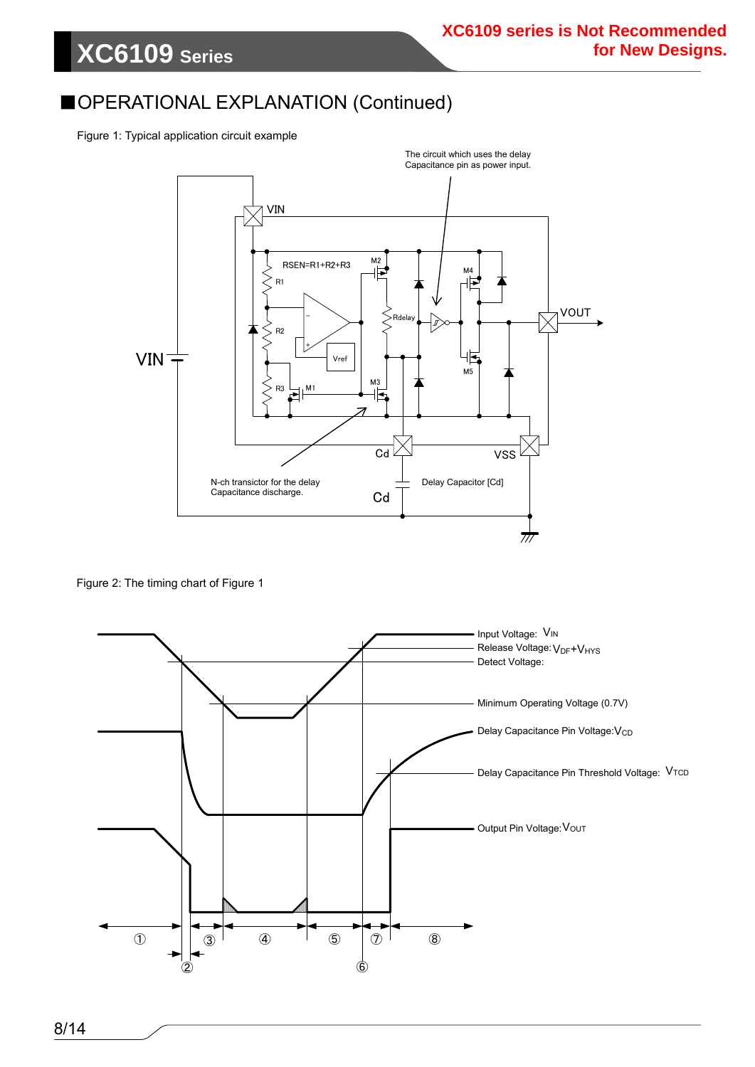## ■OPERATIONAL EXPLANATION (Continued)

Figure 1: Typical application circuit example

Figure 2: The timing chart of Figure 1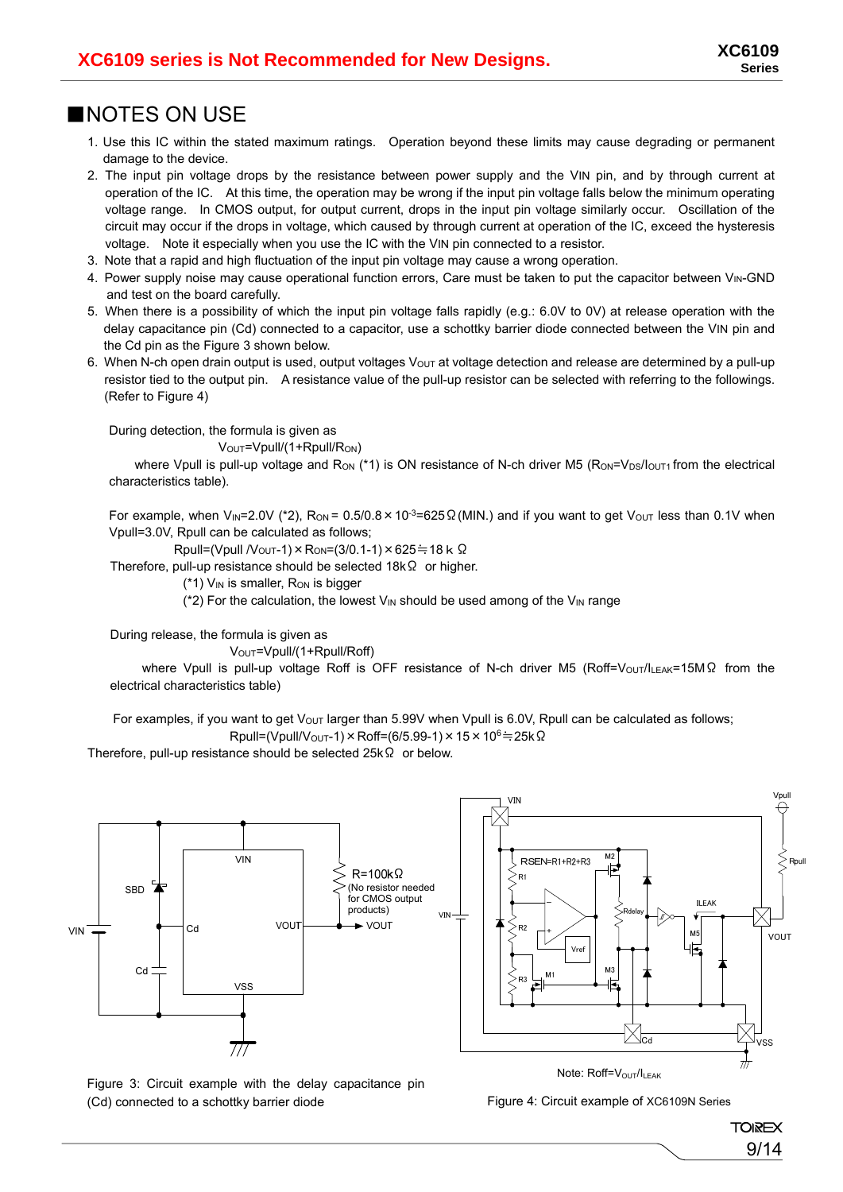XC6109 series is Not Recommended for New Designs.

## ■NOTES ON USE

1. Use this IC within the stated maximum ratings. Operation beyond these limits may cause degrading or permanent damage to the device.
2. The input pin voltage drops by the resistance between power supply and the VIN pin, and by through current at operation of the IC. At this time, the operation may be wrong if the input pin voltage falls below the minimum operating voltage range. In CMOS output, for output current, drops in the input pin voltage similarly occur. Oscillation of the circuit may occur if the drops in voltage, which caused by through current at operation of the IC, exceed the hysteresis voltage. Note it especially when you use the IC with the VIN pin connected to a resistor.
3. Note that a rapid and high fluctuation of the input pin voltage may cause a wrong operation.
4. Power supply noise may cause operational function errors, Care must be taken to put the capacitor between $V_{IN}$-GND and test on the board carefully.
5. When there is a possibility of which the input pin voltage falls rapidly (e.g.: 6.0V to 0V) at release operation with the delay capacitance pin (Cd) connected to a capacitor, use a schottky barrier diode connected between the VIN pin and the Cd pin as the Figure 3 shown below.
6. When N-ch open drain output is used, output voltages $V_{OUT}$ at voltage detection and release are determined by a pull-up resistor tied to the output pin. A resistance value of the pull-up resistor can be selected with referring to the followings. (Refer to Figure 4)

During detection, the formula is given as

$V_{OUT}=V_{pull}/(1+R_{pull}/R_{ON})$

where Vpull is pull-up voltage and $R_{ON}$ (*1) is ON resistance of N-ch driver M5 ($R_{ON}=V_{DS}/I_{OUT1}$ from the electrical characteristics table).

For example, when $V_{IN}$=2.0V (*2), $R_{ON}$ = $0.5/0.8\times10^{-3}$=625Ω (MIN.) and if you want to get $V_{OUT}$ less than 0.1V when Vpull=3.0V, Rpull can be calculated as follows;

$R_{pull}=(V_{pull}/V_{OUT}-1)\times R_{ON}=(3/0.1-1)\times625\fallingdotseq18k\Omega$

Therefore, pull-up resistance should be selected 18kΩ or higher.

(*1) $V_{IN}$ is smaller, $R_{ON}$ is bigger

(*2) For the calculation, the lowest $V_{IN}$ should be used among of the $V_{IN}$ range

During release, the formula is given as

$V_{OUT}=V_{pull}/(1+R_{pull}/R_{off})$

where Vpull is pull-up voltage Roff is OFF resistance of N-ch driver M5 ($R_{off}=V_{OUT}/I_{LEAK}$=15MΩ from the electrical characteristics table)

For examples, if you want to get $V_{OUT}$ larger than 5.99V when Vpull is 6.0V, Rpull can be calculated as follows;

$R_{pull}=(V_{pull}/V_{OUT}-1)\times R_{off}=(6/5.99-1)\times15\times10^{6}\fallingdotseq25k\Omega$

Therefore, pull-up resistance should be selected 25kΩ or below.

Figure 3: Circuit example with the delay capacitance pin (Cd) connected to a schottky barrier diode

Note: $R_{off}=V_{OUT}/I_{LEAK}$

Figure 4: Circuit example of XC6109N Series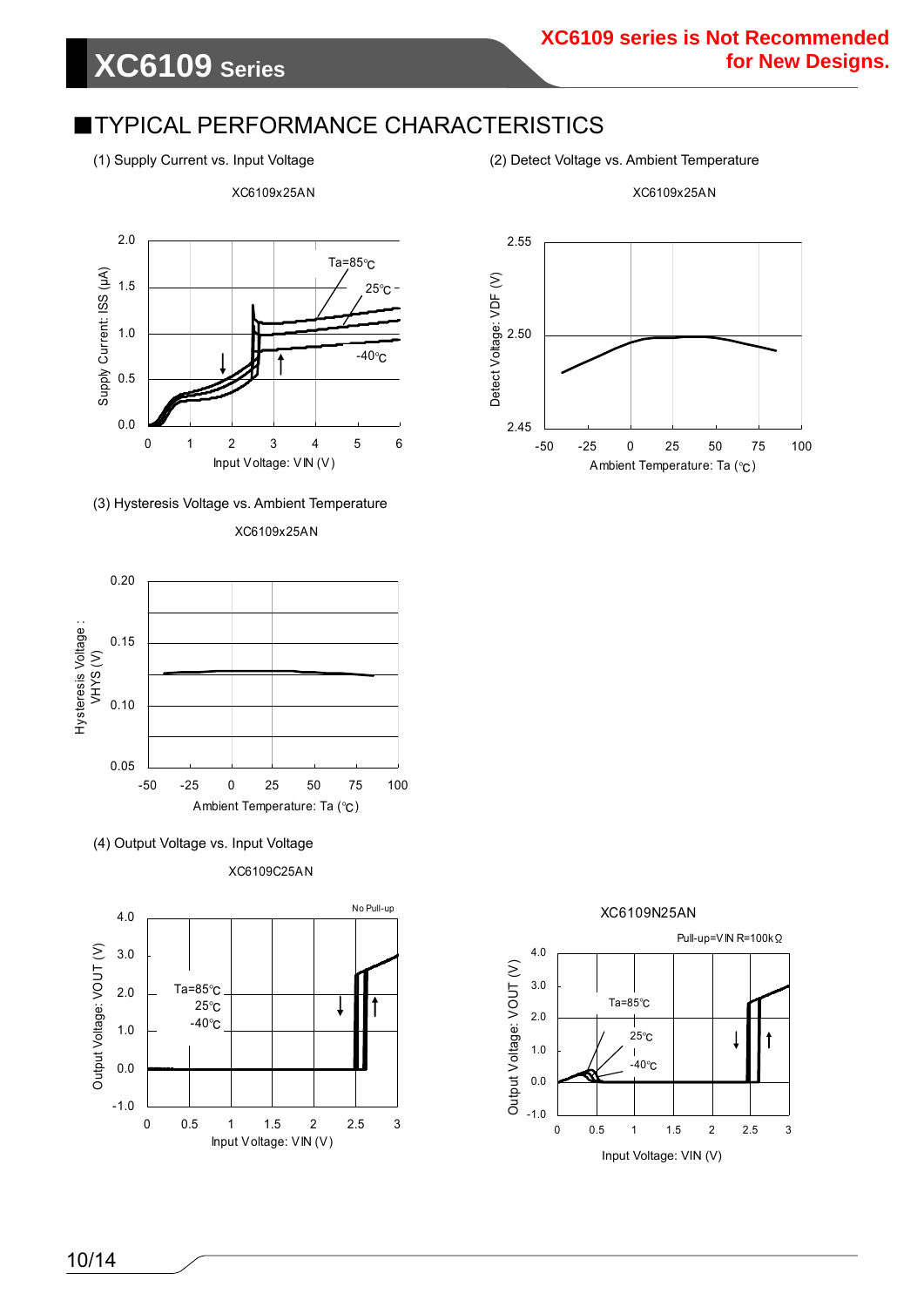XC6109 series is Not Recommended for New Designs.

## ■TYPICAL PERFORMANCE CHARACTERISTICS

(1) Supply Current vs. Input Voltage

XC6109x25AN

(2) Detect Voltage vs. Ambient Temperature

XC6109x25AN

(3) Hysteresis Voltage vs. Ambient Temperature

XC6109x25AN

(4) Output Voltage vs. Input Voltage

XC6109C25AN

XC6109N25AN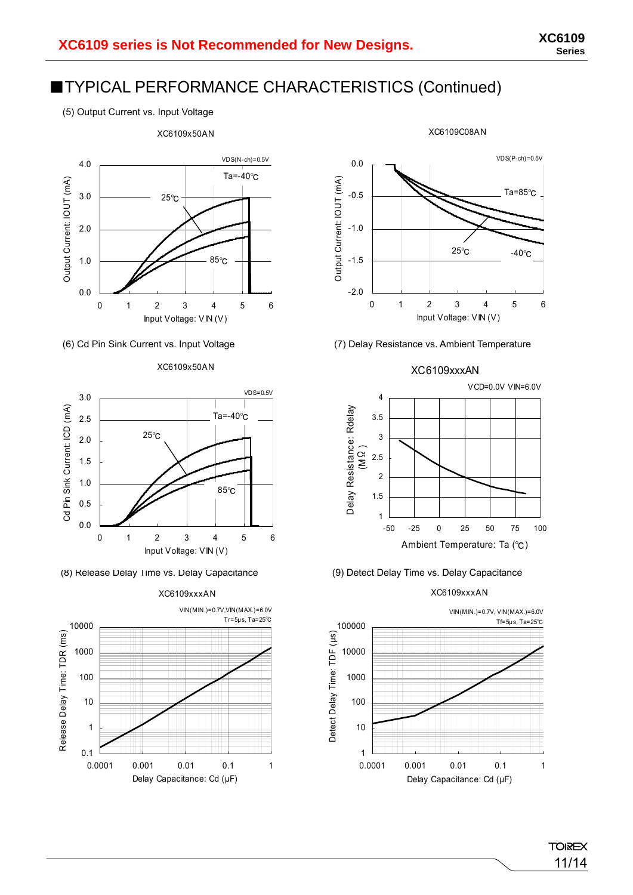XC6109 series is Not Recommended for New Designs.

## ■TYPICAL PERFORMANCE CHARACTERISTICS (Continued)

(5) Output Current vs. Input Voltage

XC6109x50AN

VDS(N-ch)=0.5V

Ta=-40℃, 25℃, 85℃

Output Current: IOUT (mA)

Input Voltage: VIN (V)

XC6109C08AN

VDS(P-ch)=0.5V

Ta=85℃, 25℃, -40℃

Output Current: IOUT (mA)

Input Voltage: VIN (V)

(6) Cd Pin Sink Current vs. Input Voltage

XC6109x50AN

VDS=0.5V

Ta=-40℃, 25℃, 85℃

Cd Pin Sink Current: ICD (mA)

Input Voltage: VIN (V)

(7) Delay Resistance vs. Ambient Temperature

XC6109xxxAN

VCD=0.0V VIN=6.0V

Delay Resistance: Rdelay (MΩ)

Ambient Temperature: Ta (℃)

(8) Release Delay Time vs. Delay Capacitance

XC6109xxxAN

VIN(MIN.)=0.7V,VIN(MAX.)=6.0V
Tr=5μs, Ta=25℃

Release Delay Time: TDR (ms)

Delay Capacitance: Cd (μF)

(9) Detect Delay Time vs. Delay Capacitance

XC6109xxxAN

VIN(MIN.)=0.7V, VIN(MAX.)=6.0V
Tf=5μs, Ta=25℃

Detect Delay Time: TDF (μs)

Delay Capacitance: Cd (μF)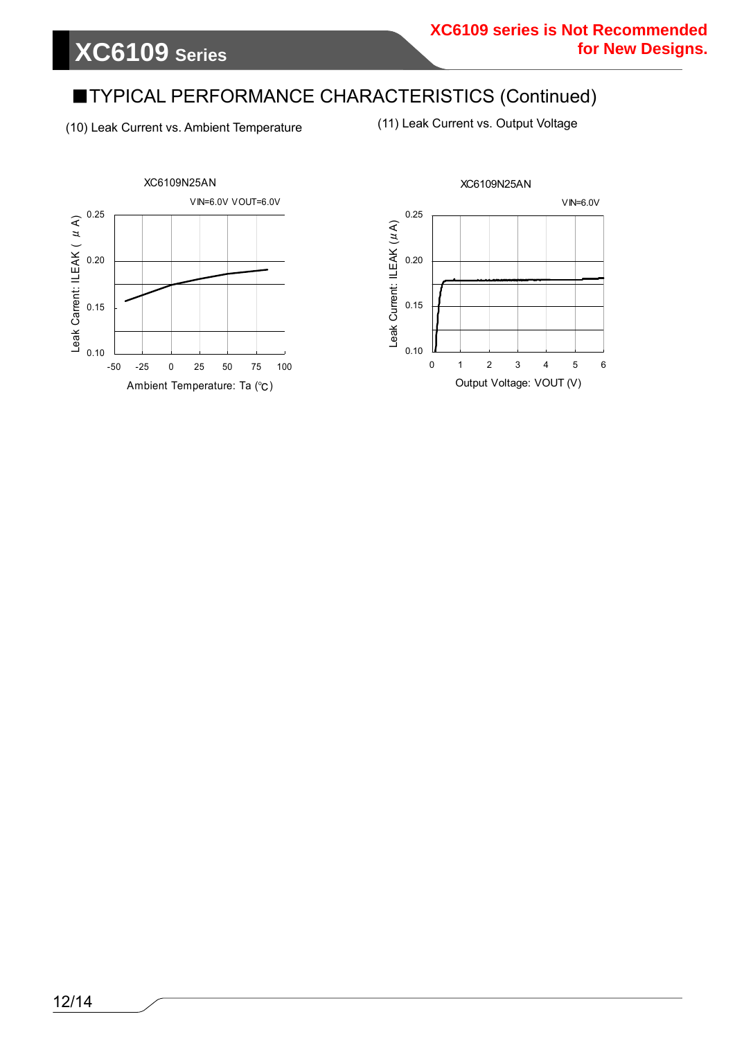## ■TYPICAL PERFORMANCE CHARACTERISTICS (Continued)

(10) Leak Current vs. Ambient Temperature

XC6109N25AN

VIN=6.0V VOUT=6.0V

Leak Carrent: ILEAK ( μA)

Ambient Temperature: Ta (℃)

(11) Leak Current vs. Output Voltage

XC6109N25AN

VIN=6.0V

Leak Current: ILEAK (μA)

Output Voltage: VOUT (V)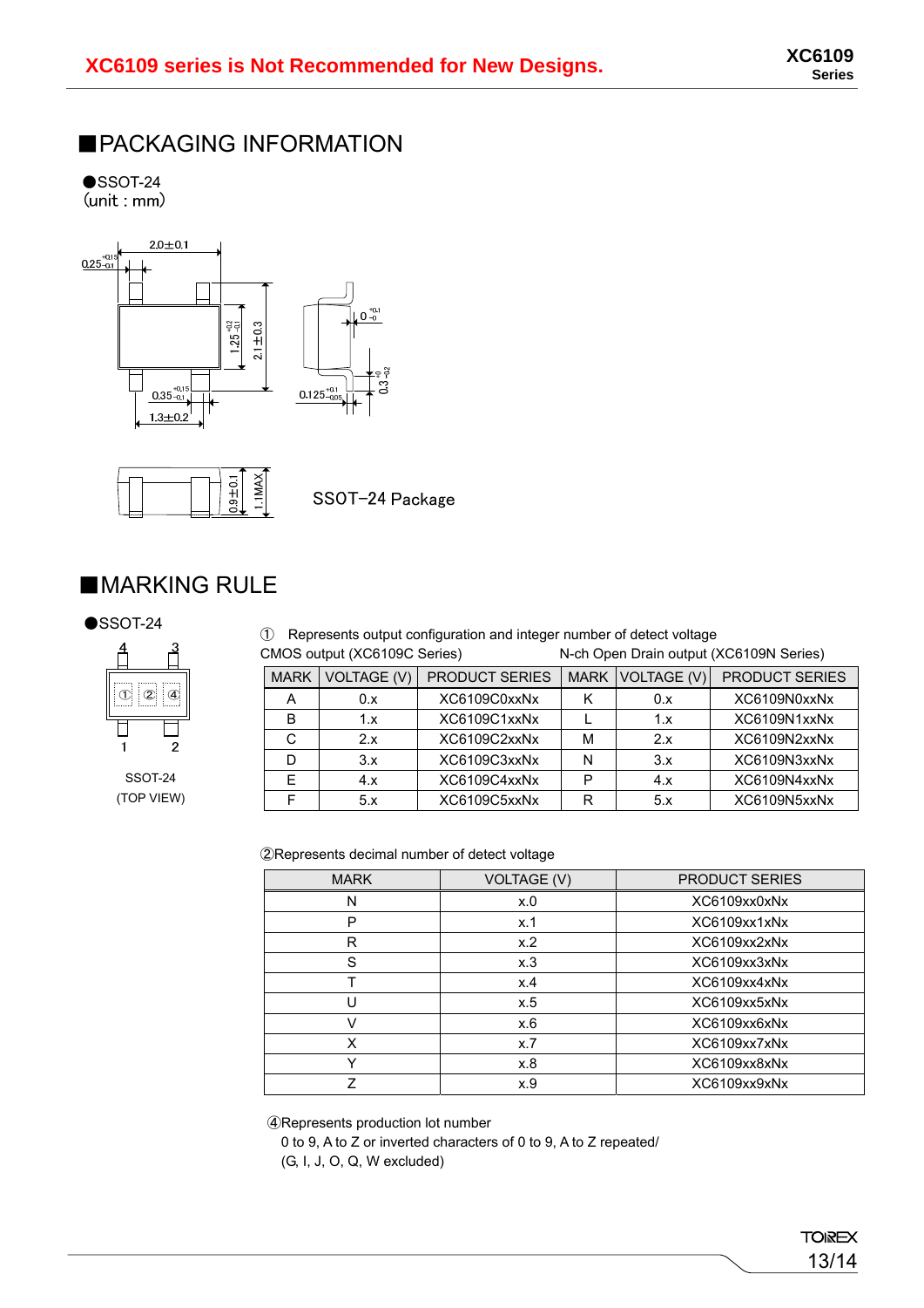XC6109 series is Not Recommended for New Designs.

## ■PACKAGING INFORMATION

●SSOT-24
(unit : mm)

SSOT-24 Package

## ■MARKING RULE

●SSOT-24

SSOT-24
(TOP VIEW)

① Represents output configuration and integer number of detect voltage

CMOS output (XC6109C Series) N-ch Open Drain output (XC6109N Series)

| MARK | VOLTAGE (V) | PRODUCT SERIES | MARK | VOLTAGE (V) | PRODUCT SERIES |
|---|---|---|---|---|---|
| A | 0.x | XC6109C0xxNx | K | 0.x | XC6109N0xxNx |
| B | 1.x | XC6109C1xxNx | L | 1.x | XC6109N1xxNx |
| C | 2.x | XC6109C2xxNx | M | 2.x | XC6109N2xxNx |
| D | 3.x | XC6109C3xxNx | N | 3.x | XC6109N3xxNx |
| E | 4.x | XC6109C4xxNx | P | 4.x | XC6109N4xxNx |
| F | 5.x | XC6109C5xxNx | R | 5.x | XC6109N5xxNx |

②Represents decimal number of detect voltage

| MARK | VOLTAGE (V) | PRODUCT SERIES |
|---|---|---|
| N | x.0 | XC6109xx0xNx |
| P | x.1 | XC6109xx1xNx |
| R | x.2 | XC6109xx2xNx |
| S | x.3 | XC6109xx3xNx |
| T | x.4 | XC6109xx4xNx |
| U | x.5 | XC6109xx5xNx |
| V | x.6 | XC6109xx6xNx |
| X | x.7 | XC6109xx7xNx |
| Y | x.8 | XC6109xx8xNx |
| Z | x.9 | XC6109xx9xNx |

④Represents production lot number
0 to 9, A to Z or inverted characters of 0 to 9, A to Z repeated/
(G, I, J, O, Q, W excluded)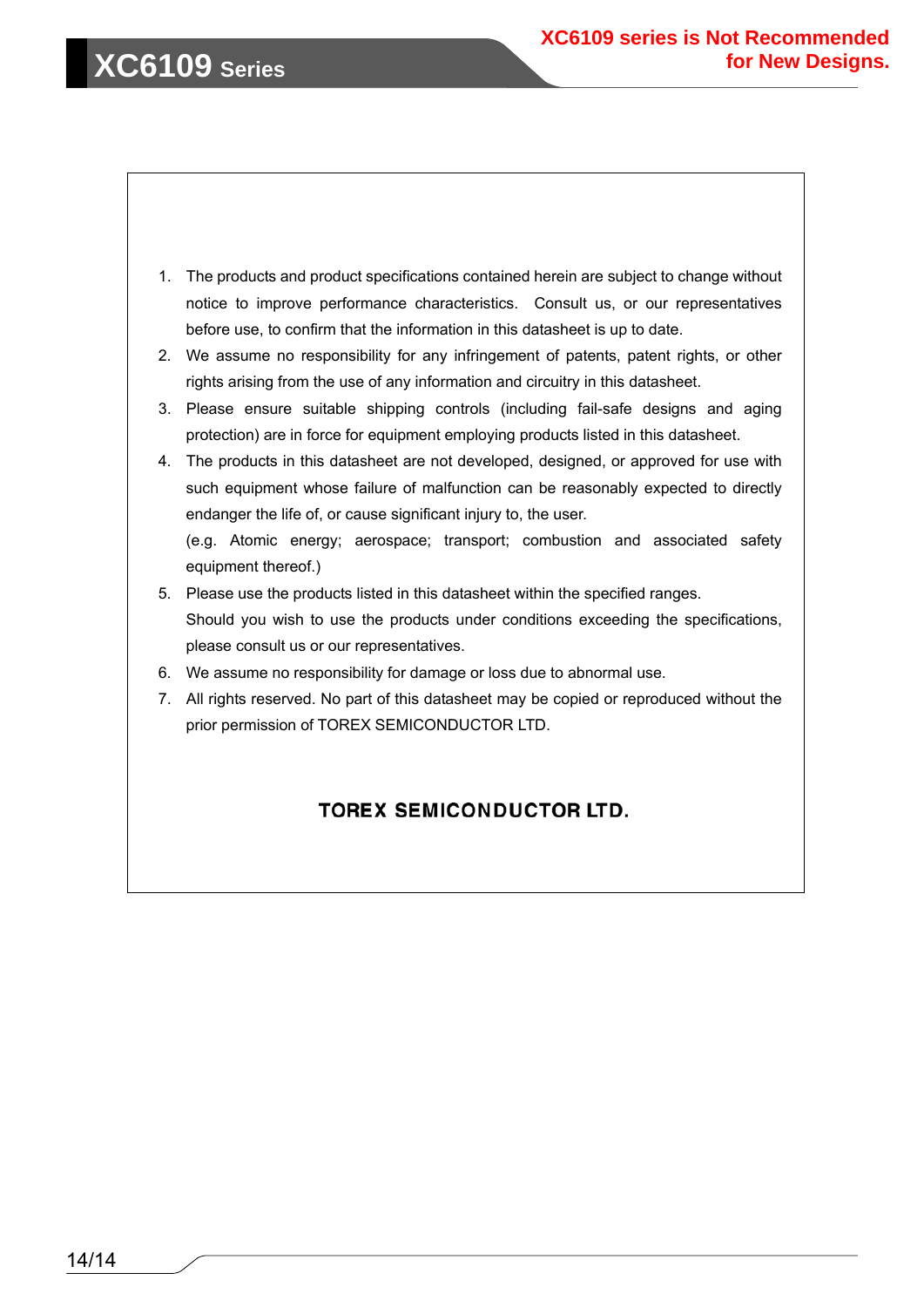1. The products and product specifications contained herein are subject to change without notice to improve performance characteristics. Consult us, or our representatives before use, to confirm that the information in this datasheet is up to date.
2. We assume no responsibility for any infringement of patents, patent rights, or other rights arising from the use of any information and circuitry in this datasheet.
3. Please ensure suitable shipping controls (including fail-safe designs and aging protection) are in force for equipment employing products listed in this datasheet.
4. The products in this datasheet are not developed, designed, or approved for use with such equipment whose failure of malfunction can be reasonably expected to directly endanger the life of, or cause significant injury to, the user.
   (e.g. Atomic energy; aerospace; transport; combustion and associated safety equipment thereof.)
5. Please use the products listed in this datasheet within the specified ranges.
   Should you wish to use the products under conditions exceeding the specifications, please consult us or our representatives.
6. We assume no responsibility for damage or loss due to abnormal use.
7. All rights reserved. No part of this datasheet may be copied or reproduced without the prior permission of TOREX SEMICONDUCTOR LTD.

**TOREX SEMICONDUCTOR LTD.**